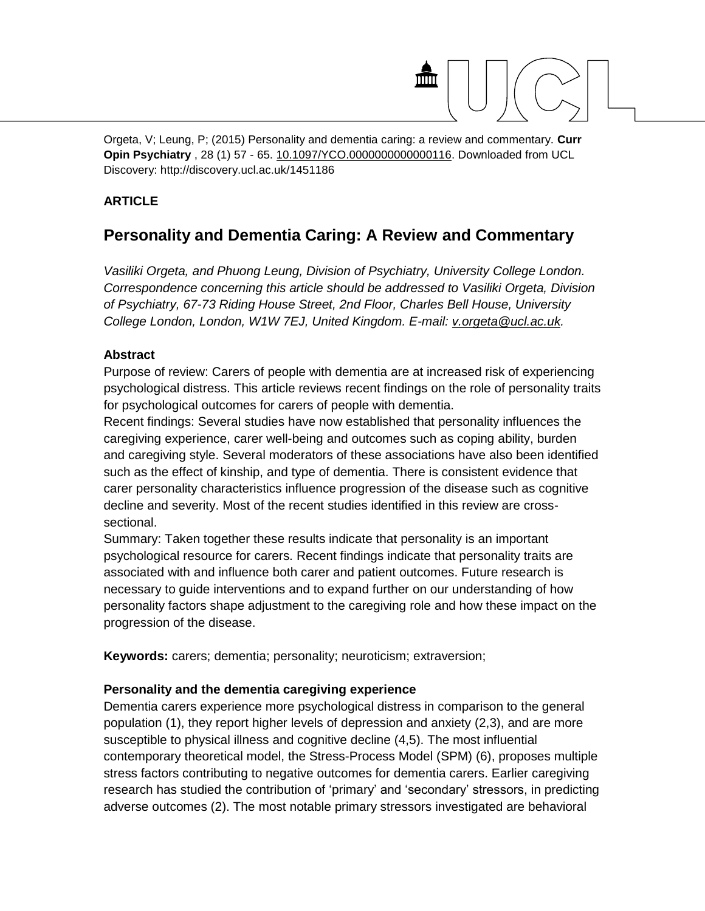Orgeta, V; Leung, P; (2015) Personality and dementia caring: a review and commentary. **Curr Opin Psychiatry** , 28 (1) 57 - 65. 10.1097/YCO.0000000000000116. Downloaded from UCL Discovery: http://discovery.ucl.ac.uk/1451186

**ARTICLE**

# Personality and Dementia Caring: A Review and Commentary

*Vasiliki Orgeta, and Phuong Leung, Division of Psychiatry, University College London. Correspondence concerning this article should be addressed to Vasiliki Orgeta, Division of Psychiatry, 67-73 Riding House Street, 2nd Floor, Charles Bell House, University College London, London, W1W 7EJ, United Kingdom. E-mail: v.orgeta@ucl.ac.uk.*

### Abstract

Purpose of review: Carers of people with dementia are at increased risk of experiencing psychological distress. This article reviews recent findings on the role of personality traits for psychological outcomes for carers of people with dementia.

Recent findings: Several studies have now established that personality influences the caregiving experience, carer well-being and outcomes such as coping ability, burden and caregiving style. Several moderators of these associations have also been identified such as the effect of kinship, and type of dementia. There is consistent evidence that carer personality characteristics influence progression of the disease such as cognitive decline and severity. Most of the recent studies identified in this review are cross-sectional.

Summary: Taken together these results indicate that personality is an important psychological resource for carers. Recent findings indicate that personality traits are associated with and influence both carer and patient outcomes. Future research is necessary to guide interventions and to expand further on our understanding of how personality factors shape adjustment to the caregiving role and how these impact on the progression of the disease.

**Keywords:** carers; dementia; personality; neuroticism; extraversion;

### Personality and the dementia caregiving experience

Dementia carers experience more psychological distress in comparison to the general population (1), they report higher levels of depression and anxiety (2,3), and are more susceptible to physical illness and cognitive decline (4,5). The most influential contemporary theoretical model, the Stress-Process Model (SPM) (6), proposes multiple stress factors contributing to negative outcomes for dementia carers. Earlier caregiving research has studied the contribution of 'primary' and 'secondary' stressors, in predicting adverse outcomes (2). The most notable primary stressors investigated are behavioral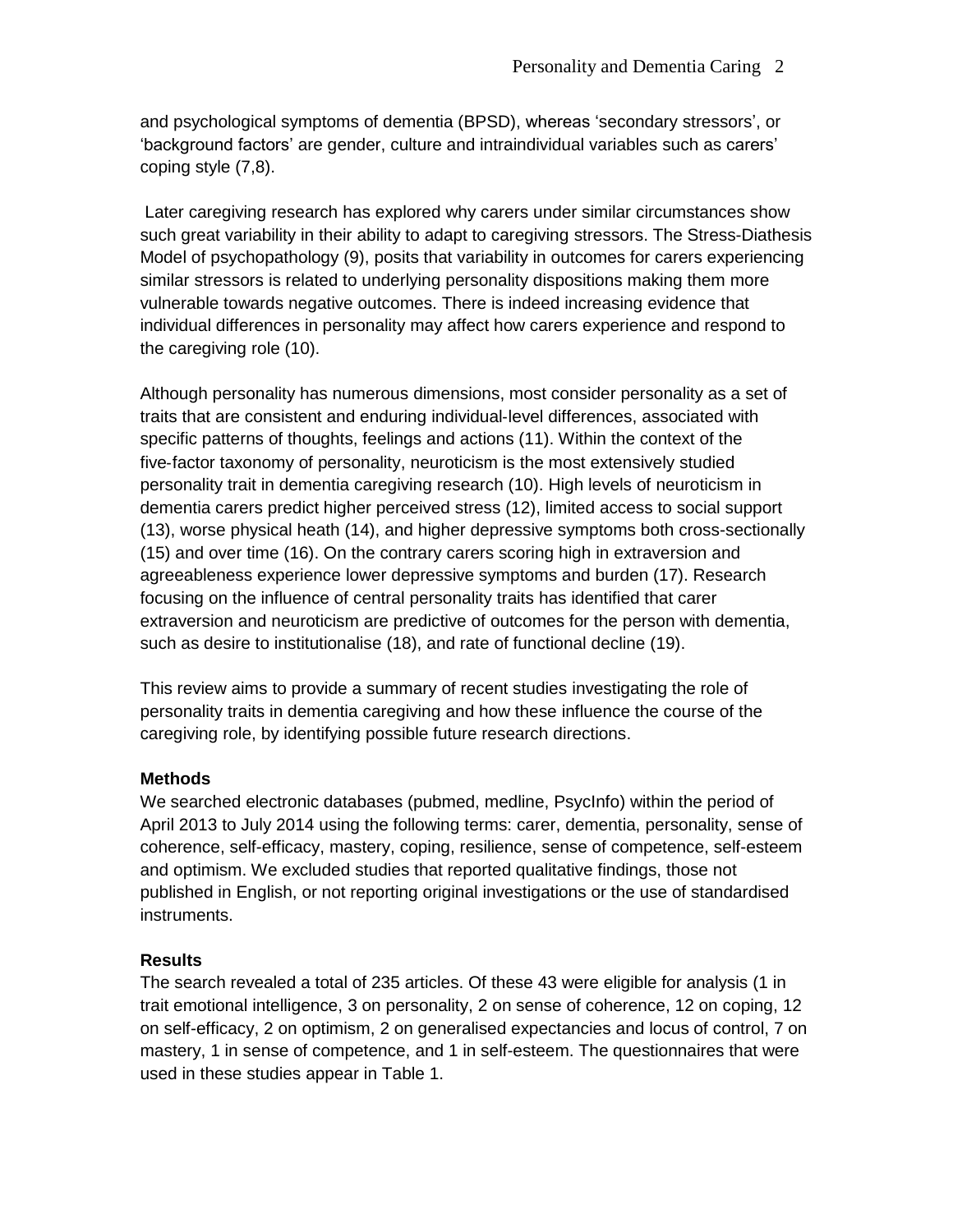and psychological symptoms of dementia (BPSD), whereas 'secondary stressors', or 'background factors' are gender, culture and intraindividual variables such as carers' coping style (7,8).

Later caregiving research has explored why carers under similar circumstances show such great variability in their ability to adapt to caregiving stressors. The Stress-Diathesis Model of psychopathology (9), posits that variability in outcomes for carers experiencing similar stressors is related to underlying personality dispositions making them more vulnerable towards negative outcomes. There is indeed increasing evidence that individual differences in personality may affect how carers experience and respond to the caregiving role (10).

Although personality has numerous dimensions, most consider personality as a set of traits that are consistent and enduring individual-level differences, associated with specific patterns of thoughts, feelings and actions (11). Within the context of the five-factor taxonomy of personality, neuroticism is the most extensively studied personality trait in dementia caregiving research (10). High levels of neuroticism in dementia carers predict higher perceived stress (12), limited access to social support (13), worse physical heath (14), and higher depressive symptoms both cross-sectionally (15) and over time (16). On the contrary carers scoring high in extraversion and agreeableness experience lower depressive symptoms and burden (17). Research focusing on the influence of central personality traits has identified that carer extraversion and neuroticism are predictive of outcomes for the person with dementia, such as desire to institutionalise (18), and rate of functional decline (19).

This review aims to provide a summary of recent studies investigating the role of personality traits in dementia caregiving and how these influence the course of the caregiving role, by identifying possible future research directions.

## Methods

We searched electronic databases (pubmed, medline, PsycInfo) within the period of April 2013 to July 2014 using the following terms: carer, dementia, personality, sense of coherence, self-efficacy, mastery, coping, resilience, sense of competence, self-esteem and optimism. We excluded studies that reported qualitative findings, those not published in English, or not reporting original investigations or the use of standardised instruments.

## Results

The search revealed a total of 235 articles. Of these 43 were eligible for analysis (1 in trait emotional intelligence, 3 on personality, 2 on sense of coherence, 12 on coping, 12 on self-efficacy, 2 on optimism, 2 on generalised expectancies and locus of control, 7 on mastery, 1 in sense of competence, and 1 in self-esteem. The questionnaires that were used in these studies appear in Table 1.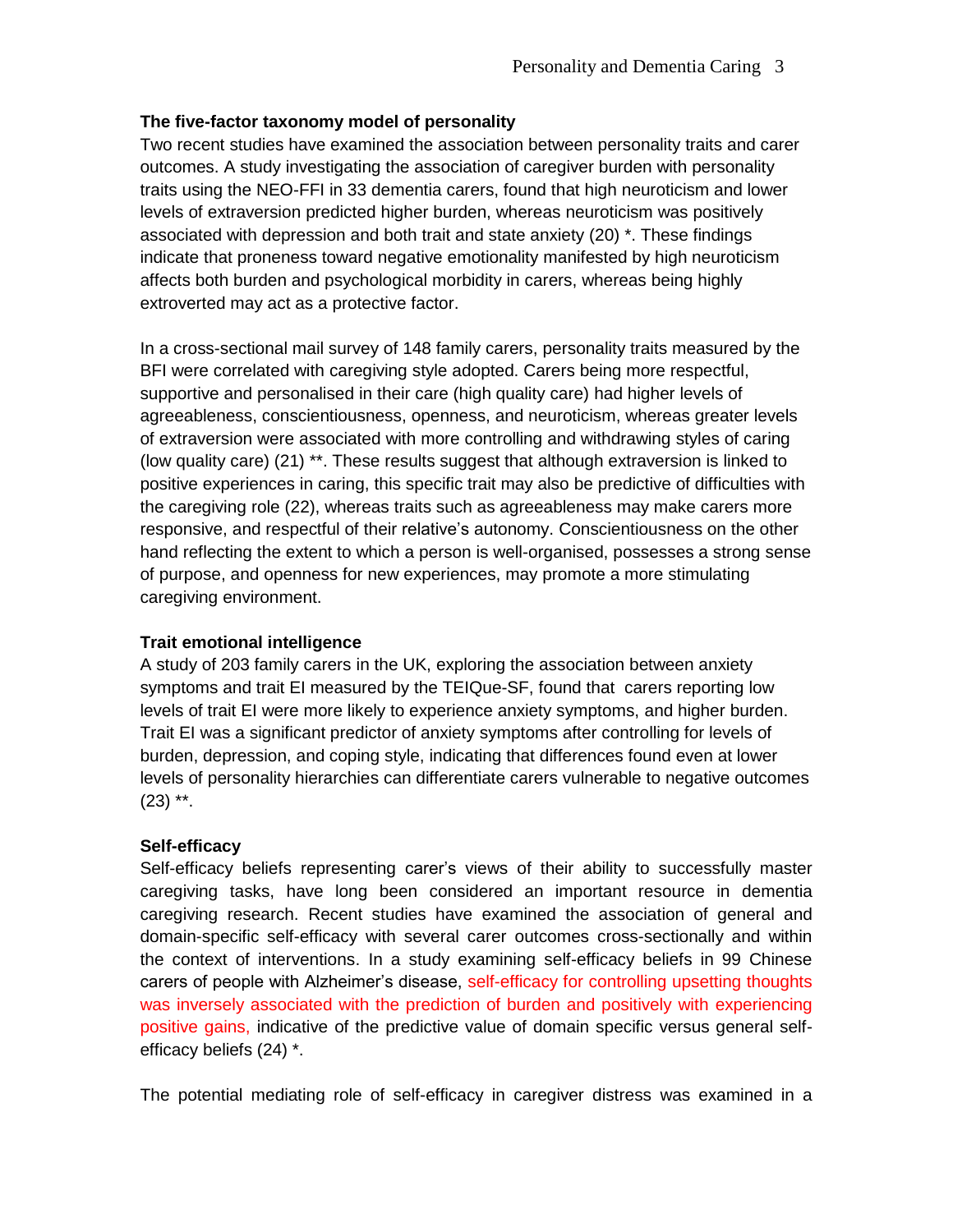### The five-factor taxonomy model of personality

Two recent studies have examined the association between personality traits and carer outcomes. A study investigating the association of caregiver burden with personality traits using the NEO-FFI in 33 dementia carers, found that high neuroticism and lower levels of extraversion predicted higher burden, whereas neuroticism was positively associated with depression and both trait and state anxiety (20) *. These findings indicate that proneness toward negative emotionality manifested by high neuroticism affects both burden and psychological morbidity in carers, whereas being highly extroverted may act as a protective factor.

In a cross-sectional mail survey of 148 family carers, personality traits measured by the BFI were correlated with caregiving style adopted. Carers being more respectful, supportive and personalised in their care (high quality care) had higher levels of agreeableness, conscientiousness, openness, and neuroticism, whereas greater levels of extraversion were associated with more controlling and withdrawing styles of caring (low quality care) (21) **. These results suggest that although extraversion is linked to positive experiences in caring, this specific trait may also be predictive of difficulties with the caregiving role (22), whereas traits such as agreeableness may make carers more responsive, and respectful of their relative's autonomy. Conscientiousness on the other hand reflecting the extent to which a person is well-organised, possesses a strong sense of purpose, and openness for new experiences, may promote a more stimulating caregiving environment.

### Trait emotional intelligence

A study of 203 family carers in the UK, exploring the association between anxiety symptoms and trait EI measured by the TEIQue-SF, found that carers reporting low levels of trait EI were more likely to experience anxiety symptoms, and higher burden. Trait EI was a significant predictor of anxiety symptoms after controlling for levels of burden, depression, and coping style, indicating that differences found even at lower levels of personality hierarchies can differentiate carers vulnerable to negative outcomes (23) **.

### Self-efficacy

Self-efficacy beliefs representing carer's views of their ability to successfully master caregiving tasks, have long been considered an important resource in dementia caregiving research. Recent studies have examined the association of general and domain-specific self-efficacy with several carer outcomes cross-sectionally and within the context of interventions. In a study examining self-efficacy beliefs in 99 Chinese carers of people with Alzheimer's disease, self-efficacy for controlling upsetting thoughts was inversely associated with the prediction of burden and positively with experiencing positive gains, indicative of the predictive value of domain specific versus general self-efficacy beliefs (24) *.

The potential mediating role of self-efficacy in caregiver distress was examined in a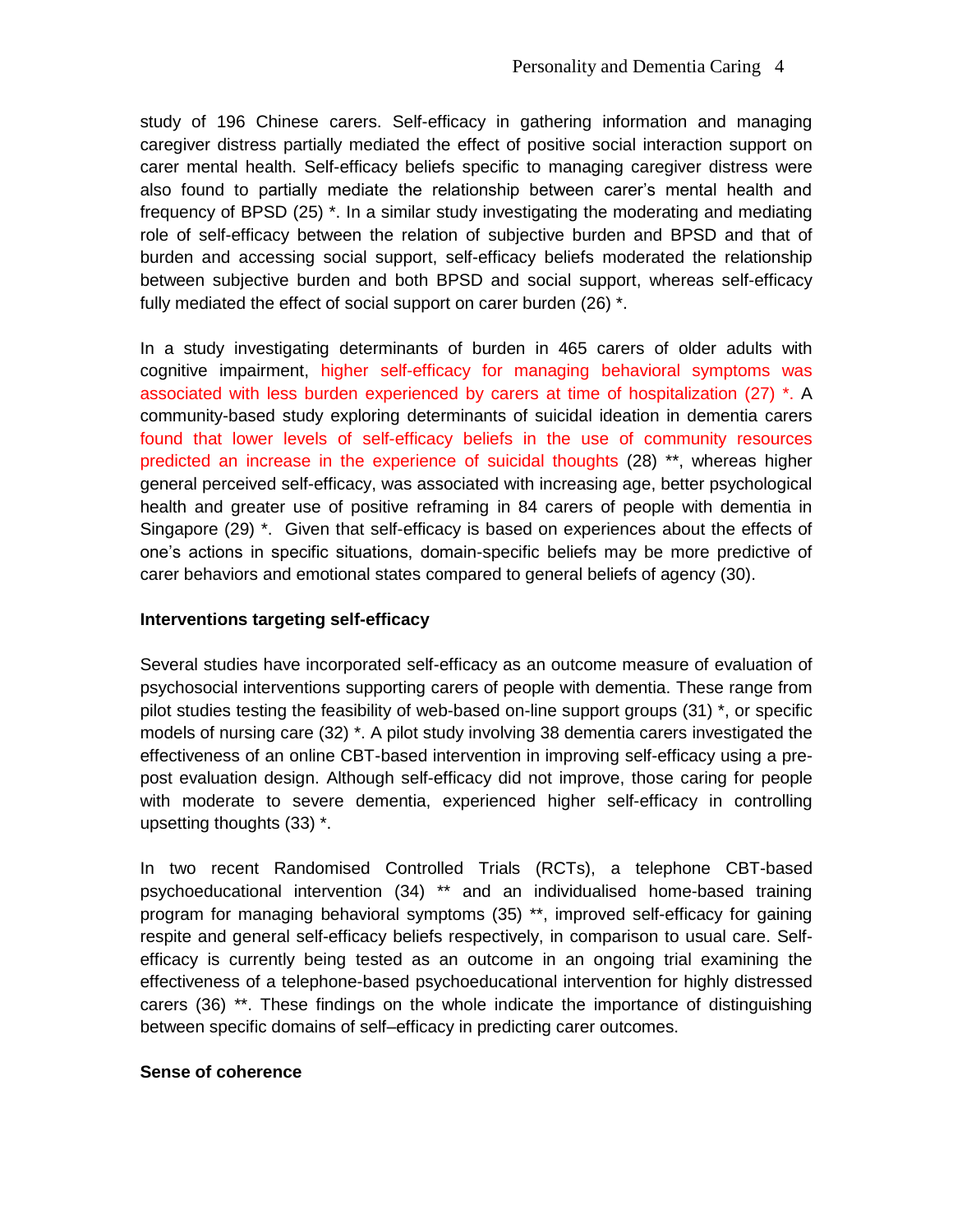study of 196 Chinese carers. Self-efficacy in gathering information and managing caregiver distress partially mediated the effect of positive social interaction support on carer mental health. Self-efficacy beliefs specific to managing caregiver distress were also found to partially mediate the relationship between carer's mental health and frequency of BPSD (25) *. In a similar study investigating the moderating and mediating role of self-efficacy between the relation of subjective burden and BPSD and that of burden and accessing social support, self-efficacy beliefs moderated the relationship between subjective burden and both BPSD and social support, whereas self-efficacy fully mediated the effect of social support on carer burden (26) *.

In a study investigating determinants of burden in 465 carers of older adults with cognitive impairment, higher self-efficacy for managing behavioral symptoms was associated with less burden experienced by carers at time of hospitalization (27) *. A community-based study exploring determinants of suicidal ideation in dementia carers found that lower levels of self-efficacy beliefs in the use of community resources predicted an increase in the experience of suicidal thoughts (28) **, whereas higher general perceived self-efficacy, was associated with increasing age, better psychological health and greater use of positive reframing in 84 carers of people with dementia in Singapore (29) *. Given that self-efficacy is based on experiences about the effects of one's actions in specific situations, domain-specific beliefs may be more predictive of carer behaviors and emotional states compared to general beliefs of agency (30).

**Interventions targeting self-efficacy**

Several studies have incorporated self-efficacy as an outcome measure of evaluation of psychosocial interventions supporting carers of people with dementia. These range from pilot studies testing the feasibility of web-based on-line support groups (31) *, or specific models of nursing care (32) *. A pilot study involving 38 dementia carers investigated the effectiveness of an online CBT-based intervention in improving self-efficacy using a pre-post evaluation design. Although self-efficacy did not improve, those caring for people with moderate to severe dementia, experienced higher self-efficacy in controlling upsetting thoughts (33) *.

In two recent Randomised Controlled Trials (RCTs), a telephone CBT-based psychoeducational intervention (34) ** and an individualised home-based training program for managing behavioral symptoms (35) **, improved self-efficacy for gaining respite and general self-efficacy beliefs respectively, in comparison to usual care. Self-efficacy is currently being tested as an outcome in an ongoing trial examining the effectiveness of a telephone-based psychoeducational intervention for highly distressed carers (36) **. These findings on the whole indicate the importance of distinguishing between specific domains of self–efficacy in predicting carer outcomes.

**Sense of coherence**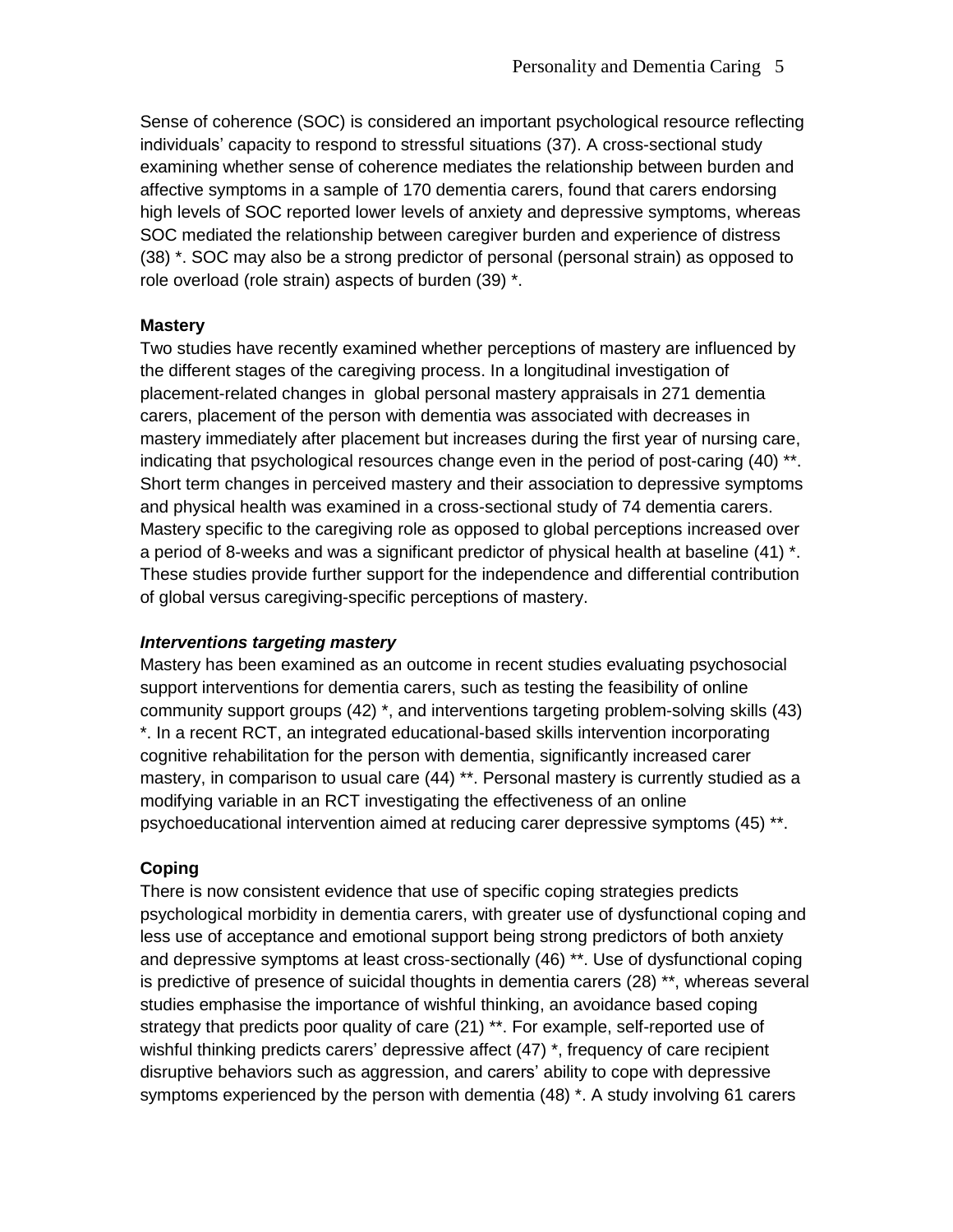Sense of coherence (SOC) is considered an important psychological resource reflecting individuals' capacity to respond to stressful situations (37). A cross-sectional study examining whether sense of coherence mediates the relationship between burden and affective symptoms in a sample of 170 dementia carers, found that carers endorsing high levels of SOC reported lower levels of anxiety and depressive symptoms, whereas SOC mediated the relationship between caregiver burden and experience of distress (38) *. SOC may also be a strong predictor of personal (personal strain) as opposed to role overload (role strain) aspects of burden (39) *.

**Mastery**

Two studies have recently examined whether perceptions of mastery are influenced by the different stages of the caregiving process. In a longitudinal investigation of placement-related changes in global personal mastery appraisals in 271 dementia carers, placement of the person with dementia was associated with decreases in mastery immediately after placement but increases during the first year of nursing care, indicating that psychological resources change even in the period of post-caring (40) **. Short term changes in perceived mastery and their association to depressive symptoms and physical health was examined in a cross-sectional study of 74 dementia carers. Mastery specific to the caregiving role as opposed to global perceptions increased over a period of 8-weeks and was a significant predictor of physical health at baseline (41) *. These studies provide further support for the independence and differential contribution of global versus caregiving-specific perceptions of mastery.

***Interventions targeting mastery***

Mastery has been examined as an outcome in recent studies evaluating psychosocial support interventions for dementia carers, such as testing the feasibility of online community support groups (42) *, and interventions targeting problem-solving skills (43) *. In a recent RCT, an integrated educational-based skills intervention incorporating cognitive rehabilitation for the person with dementia, significantly increased carer mastery, in comparison to usual care (44) **. Personal mastery is currently studied as a modifying variable in an RCT investigating the effectiveness of an online psychoeducational intervention aimed at reducing carer depressive symptoms (45) **.

**Coping**

There is now consistent evidence that use of specific coping strategies predicts psychological morbidity in dementia carers, with greater use of dysfunctional coping and less use of acceptance and emotional support being strong predictors of both anxiety and depressive symptoms at least cross-sectionally (46) **. Use of dysfunctional coping is predictive of presence of suicidal thoughts in dementia carers (28) **, whereas several studies emphasise the importance of wishful thinking, an avoidance based coping strategy that predicts poor quality of care (21) **. For example, self-reported use of wishful thinking predicts carers' depressive affect (47) *, frequency of care recipient disruptive behaviors such as aggression, and carers' ability to cope with depressive symptoms experienced by the person with dementia (48) *. A study involving 61 carers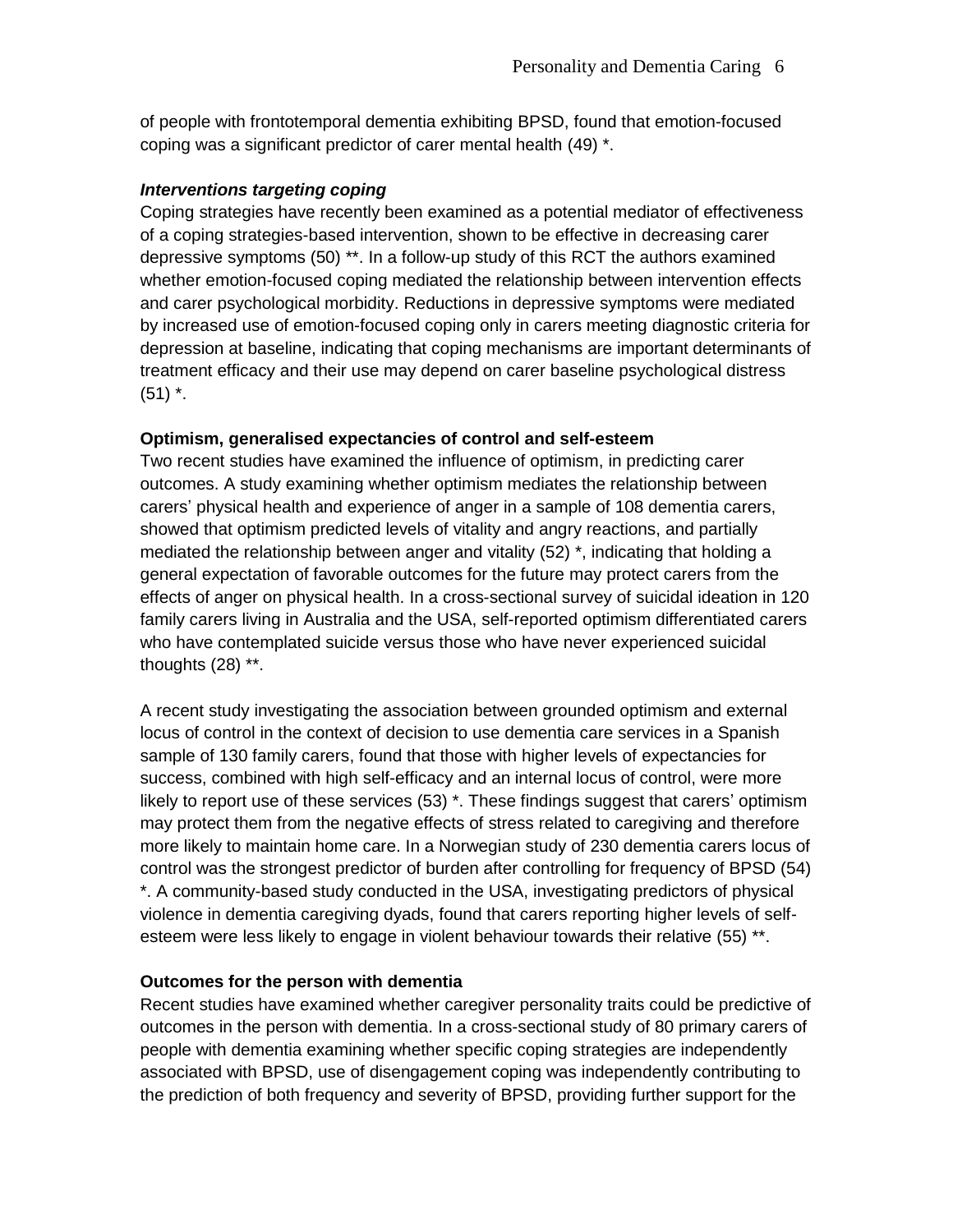of people with frontotemporal dementia exhibiting BPSD, found that emotion-focused coping was a significant predictor of carer mental health (49) *.

### *Interventions targeting coping*

Coping strategies have recently been examined as a potential mediator of effectiveness of a coping strategies-based intervention, shown to be effective in decreasing carer depressive symptoms (50) **. In a follow-up study of this RCT the authors examined whether emotion-focused coping mediated the relationship between intervention effects and carer psychological morbidity. Reductions in depressive symptoms were mediated by increased use of emotion-focused coping only in carers meeting diagnostic criteria for depression at baseline, indicating that coping mechanisms are important determinants of treatment efficacy and their use may depend on carer baseline psychological distress (51) *.

## Optimism, generalised expectancies of control and self-esteem

Two recent studies have examined the influence of optimism, in predicting carer outcomes. A study examining whether optimism mediates the relationship between carers' physical health and experience of anger in a sample of 108 dementia carers, showed that optimism predicted levels of vitality and angry reactions, and partially mediated the relationship between anger and vitality (52) *, indicating that holding a general expectation of favorable outcomes for the future may protect carers from the effects of anger on physical health. In a cross-sectional survey of suicidal ideation in 120 family carers living in Australia and the USA, self-reported optimism differentiated carers who have contemplated suicide versus those who have never experienced suicidal thoughts (28) **.

A recent study investigating the association between grounded optimism and external locus of control in the context of decision to use dementia care services in a Spanish sample of 130 family carers, found that those with higher levels of expectancies for success, combined with high self-efficacy and an internal locus of control, were more likely to report use of these services (53) *. These findings suggest that carers' optimism may protect them from the negative effects of stress related to caregiving and therefore more likely to maintain home care. In a Norwegian study of 230 dementia carers locus of control was the strongest predictor of burden after controlling for frequency of BPSD (54) *. A community-based study conducted in the USA, investigating predictors of physical violence in dementia caregiving dyads, found that carers reporting higher levels of self-esteem were less likely to engage in violent behaviour towards their relative (55) **.

## Outcomes for the person with dementia

Recent studies have examined whether caregiver personality traits could be predictive of outcomes in the person with dementia. In a cross-sectional study of 80 primary carers of people with dementia examining whether specific coping strategies are independently associated with BPSD, use of disengagement coping was independently contributing to the prediction of both frequency and severity of BPSD, providing further support for the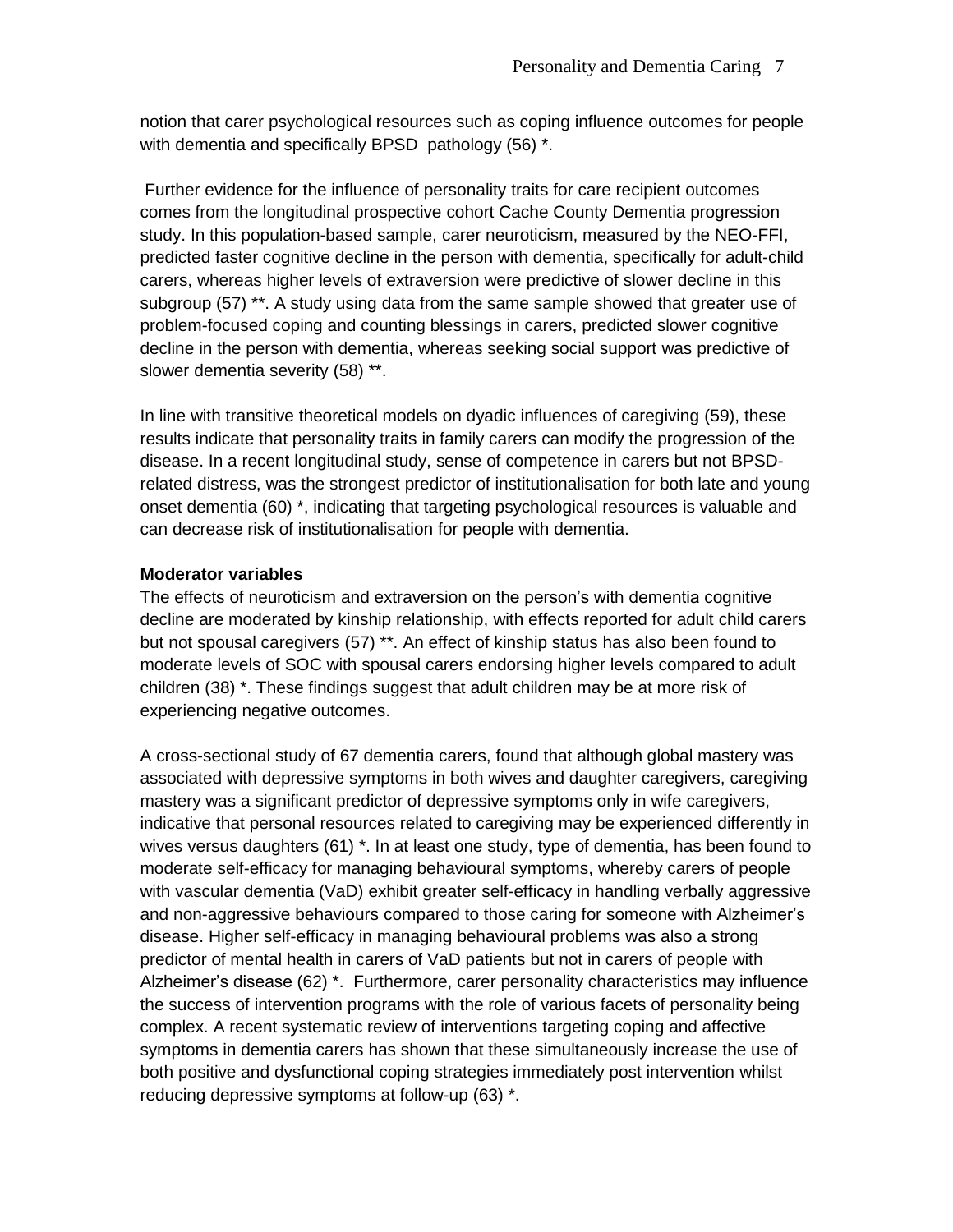notion that carer psychological resources such as coping influence outcomes for people with dementia and specifically BPSD pathology (56) *.

Further evidence for the influence of personality traits for care recipient outcomes comes from the longitudinal prospective cohort Cache County Dementia progression study. In this population-based sample, carer neuroticism, measured by the NEO-FFI, predicted faster cognitive decline in the person with dementia, specifically for adult-child carers, whereas higher levels of extraversion were predictive of slower decline in this subgroup (57) **. A study using data from the same sample showed that greater use of problem-focused coping and counting blessings in carers, predicted slower cognitive decline in the person with dementia, whereas seeking social support was predictive of slower dementia severity (58) **.

In line with transitive theoretical models on dyadic influences of caregiving (59), these results indicate that personality traits in family carers can modify the progression of the disease. In a recent longitudinal study, sense of competence in carers but not BPSD-related distress, was the strongest predictor of institutionalisation for both late and young onset dementia (60) *, indicating that targeting psychological resources is valuable and can decrease risk of institutionalisation for people with dementia.

**Moderator variables**

The effects of neuroticism and extraversion on the person's with dementia cognitive decline are moderated by kinship relationship, with effects reported for adult child carers but not spousal caregivers (57) **. An effect of kinship status has also been found to moderate levels of SOC with spousal carers endorsing higher levels compared to adult children (38) *. These findings suggest that adult children may be at more risk of experiencing negative outcomes.

A cross-sectional study of 67 dementia carers, found that although global mastery was associated with depressive symptoms in both wives and daughter caregivers, caregiving mastery was a significant predictor of depressive symptoms only in wife caregivers, indicative that personal resources related to caregiving may be experienced differently in wives versus daughters (61) *. In at least one study, type of dementia, has been found to moderate self-efficacy for managing behavioural symptoms, whereby carers of people with vascular dementia (VaD) exhibit greater self-efficacy in handling verbally aggressive and non-aggressive behaviours compared to those caring for someone with Alzheimer's disease. Higher self-efficacy in managing behavioural problems was also a strong predictor of mental health in carers of VaD patients but not in carers of people with Alzheimer's disease (62) *. Furthermore, carer personality characteristics may influence the success of intervention programs with the role of various facets of personality being complex. A recent systematic review of interventions targeting coping and affective symptoms in dementia carers has shown that these simultaneously increase the use of both positive and dysfunctional coping strategies immediately post intervention whilst reducing depressive symptoms at follow-up (63) *.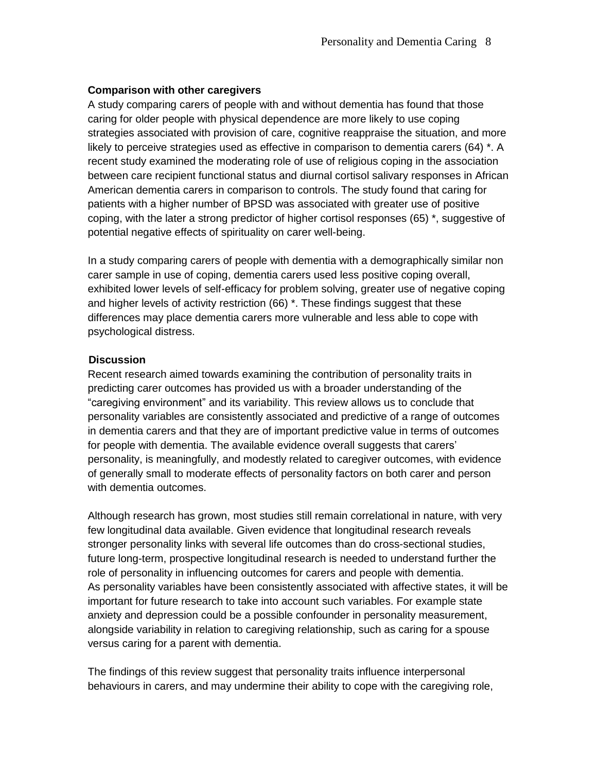**Comparison with other caregivers**

A study comparing carers of people with and without dementia has found that those caring for older people with physical dependence are more likely to use coping strategies associated with provision of care, cognitive reappraise the situation, and more likely to perceive strategies used as effective in comparison to dementia carers (64) *. A recent study examined the moderating role of use of religious coping in the association between care recipient functional status and diurnal cortisol salivary responses in African American dementia carers in comparison to controls. The study found that caring for patients with a higher number of BPSD was associated with greater use of positive coping, with the later a strong predictor of higher cortisol responses (65) *, suggestive of potential negative effects of spirituality on carer well-being.

In a study comparing carers of people with dementia with a demographically similar non carer sample in use of coping, dementia carers used less positive coping overall, exhibited lower levels of self-efficacy for problem solving, greater use of negative coping and higher levels of activity restriction (66) *. These findings suggest that these differences may place dementia carers more vulnerable and less able to cope with psychological distress.

**Discussion**

Recent research aimed towards examining the contribution of personality traits in predicting carer outcomes has provided us with a broader understanding of the "caregiving environment" and its variability. This review allows us to conclude that personality variables are consistently associated and predictive of a range of outcomes in dementia carers and that they are of important predictive value in terms of outcomes for people with dementia. The available evidence overall suggests that carers' personality, is meaningfully, and modestly related to caregiver outcomes, with evidence of generally small to moderate effects of personality factors on both carer and person with dementia outcomes.

Although research has grown, most studies still remain correlational in nature, with very few longitudinal data available. Given evidence that longitudinal research reveals stronger personality links with several life outcomes than do cross-sectional studies, future long-term, prospective longitudinal research is needed to understand further the role of personality in influencing outcomes for carers and people with dementia. As personality variables have been consistently associated with affective states, it will be important for future research to take into account such variables. For example state anxiety and depression could be a possible confounder in personality measurement, alongside variability in relation to caregiving relationship, such as caring for a spouse versus caring for a parent with dementia.

The findings of this review suggest that personality traits influence interpersonal behaviours in carers, and may undermine their ability to cope with the caregiving role,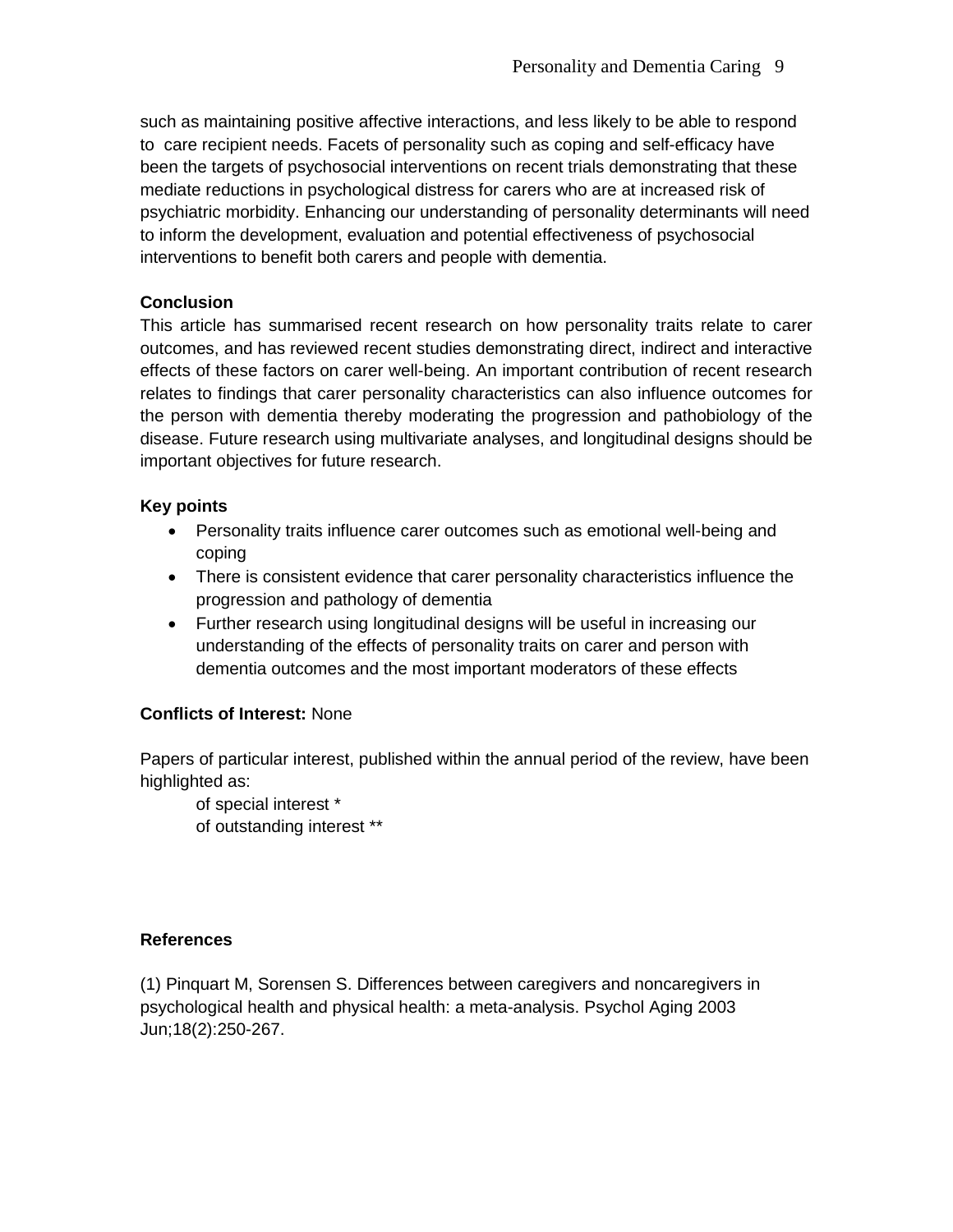such as maintaining positive affective interactions, and less likely to be able to respond to care recipient needs. Facets of personality such as coping and self-efficacy have been the targets of psychosocial interventions on recent trials demonstrating that these mediate reductions in psychological distress for carers who are at increased risk of psychiatric morbidity. Enhancing our understanding of personality determinants will need to inform the development, evaluation and potential effectiveness of psychosocial interventions to benefit both carers and people with dementia.

**Conclusion**

This article has summarised recent research on how personality traits relate to carer outcomes, and has reviewed recent studies demonstrating direct, indirect and interactive effects of these factors on carer well-being. An important contribution of recent research relates to findings that carer personality characteristics can also influence outcomes for the person with dementia thereby moderating the progression and pathobiology of the disease. Future research using multivariate analyses, and longitudinal designs should be important objectives for future research.

**Key points**

- Personality traits influence carer outcomes such as emotional well-being and coping
- There is consistent evidence that carer personality characteristics influence the progression and pathology of dementia
- Further research using longitudinal designs will be useful in increasing our understanding of the effects of personality traits on carer and person with dementia outcomes and the most important moderators of these effects

**Conflicts of Interest:** None

Papers of particular interest, published within the annual period of the review, have been highlighted as:

of special interest *
of outstanding interest **

**References**

(1) Pinquart M, Sorensen S. Differences between caregivers and noncaregivers in psychological health and physical health: a meta-analysis. Psychol Aging 2003 Jun;18(2):250-267.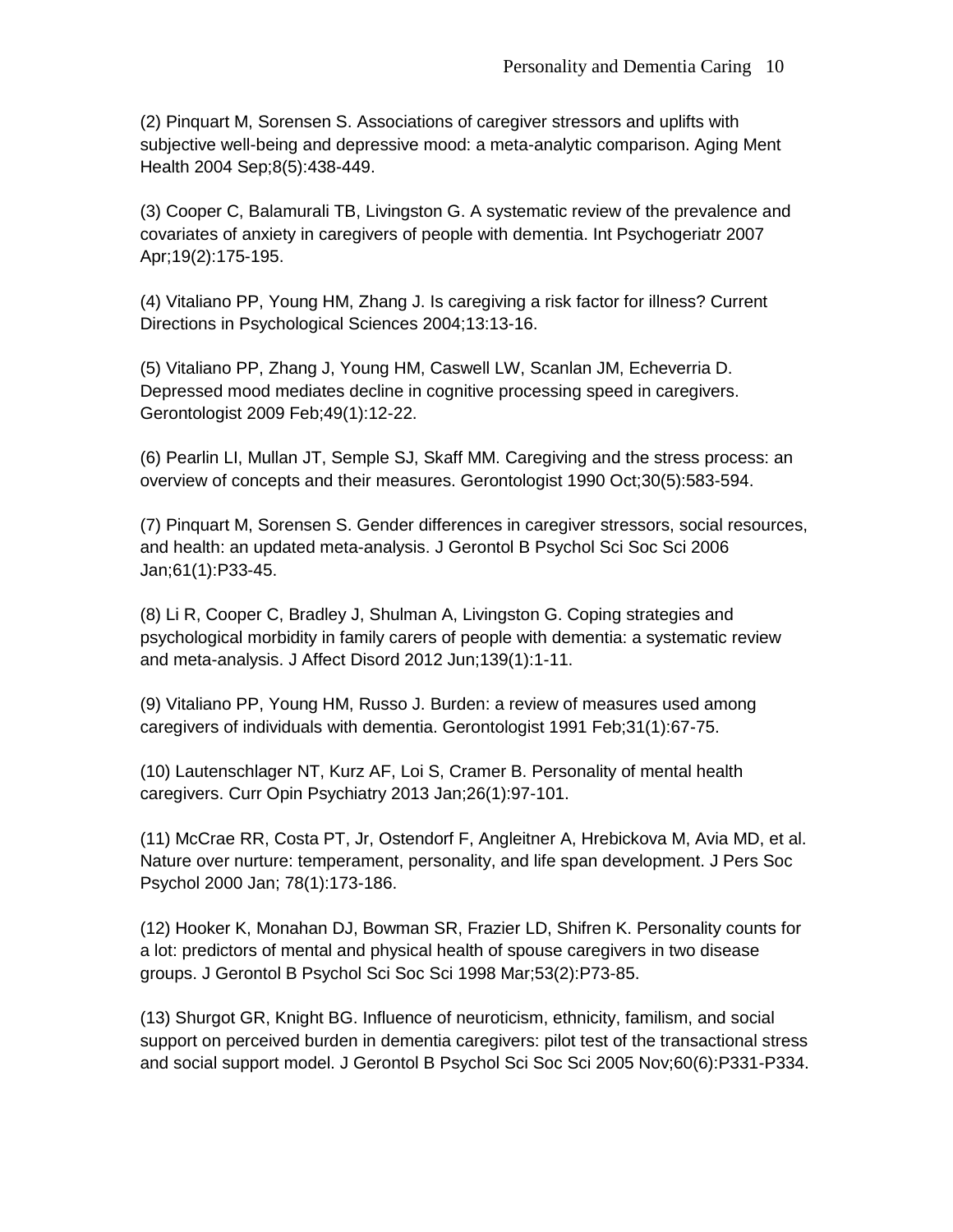(2) Pinquart M, Sorensen S. Associations of caregiver stressors and uplifts with subjective well-being and depressive mood: a meta-analytic comparison. Aging Ment Health 2004 Sep;8(5):438-449.

(3) Cooper C, Balamurali TB, Livingston G. A systematic review of the prevalence and covariates of anxiety in caregivers of people with dementia. Int Psychogeriatr 2007 Apr;19(2):175-195.

(4) Vitaliano PP, Young HM, Zhang J. Is caregiving a risk factor for illness? Current Directions in Psychological Sciences 2004;13:13-16.

(5) Vitaliano PP, Zhang J, Young HM, Caswell LW, Scanlan JM, Echeverria D. Depressed mood mediates decline in cognitive processing speed in caregivers. Gerontologist 2009 Feb;49(1):12-22.

(6) Pearlin LI, Mullan JT, Semple SJ, Skaff MM. Caregiving and the stress process: an overview of concepts and their measures. Gerontologist 1990 Oct;30(5):583-594.

(7) Pinquart M, Sorensen S. Gender differences in caregiver stressors, social resources, and health: an updated meta-analysis. J Gerontol B Psychol Sci Soc Sci 2006 Jan;61(1):P33-45.

(8) Li R, Cooper C, Bradley J, Shulman A, Livingston G. Coping strategies and psychological morbidity in family carers of people with dementia: a systematic review and meta-analysis. J Affect Disord 2012 Jun;139(1):1-11.

(9) Vitaliano PP, Young HM, Russo J. Burden: a review of measures used among caregivers of individuals with dementia. Gerontologist 1991 Feb;31(1):67-75.

(10) Lautenschlager NT, Kurz AF, Loi S, Cramer B. Personality of mental health caregivers. Curr Opin Psychiatry 2013 Jan;26(1):97-101.

(11) McCrae RR, Costa PT, Jr, Ostendorf F, Angleitner A, Hrebickova M, Avia MD, et al. Nature over nurture: temperament, personality, and life span development. J Pers Soc Psychol 2000 Jan; 78(1):173-186.

(12) Hooker K, Monahan DJ, Bowman SR, Frazier LD, Shifren K. Personality counts for a lot: predictors of mental and physical health of spouse caregivers in two disease groups. J Gerontol B Psychol Sci Soc Sci 1998 Mar;53(2):P73-85.

(13) Shurgot GR, Knight BG. Influence of neuroticism, ethnicity, familism, and social support on perceived burden in dementia caregivers: pilot test of the transactional stress and social support model. J Gerontol B Psychol Sci Soc Sci 2005 Nov;60(6):P331-P334.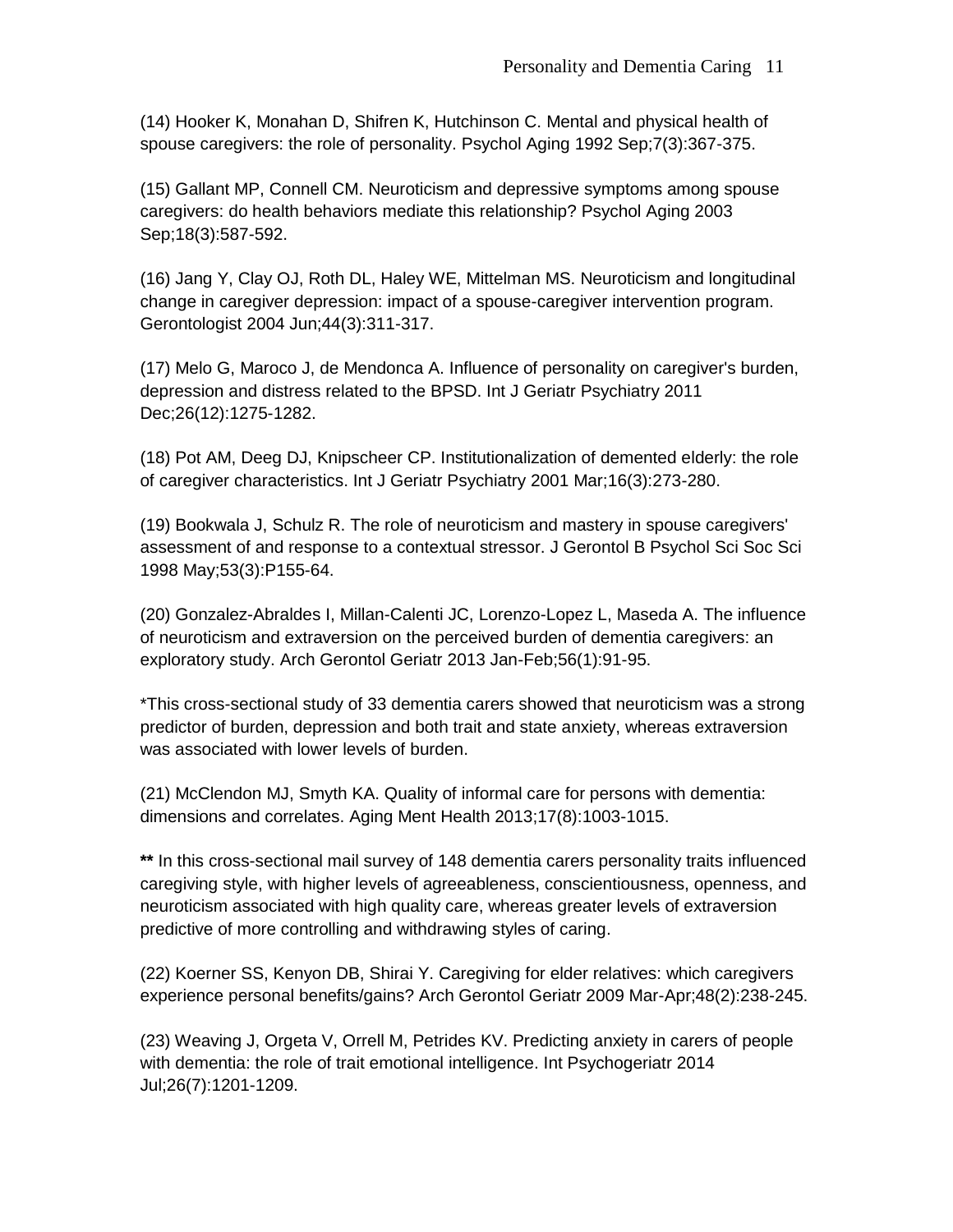(14) Hooker K, Monahan D, Shifren K, Hutchinson C. Mental and physical health of spouse caregivers: the role of personality. Psychol Aging 1992 Sep;7(3):367-375.

(15) Gallant MP, Connell CM. Neuroticism and depressive symptoms among spouse caregivers: do health behaviors mediate this relationship? Psychol Aging 2003 Sep;18(3):587-592.

(16) Jang Y, Clay OJ, Roth DL, Haley WE, Mittelman MS. Neuroticism and longitudinal change in caregiver depression: impact of a spouse-caregiver intervention program. Gerontologist 2004 Jun;44(3):311-317.

(17) Melo G, Maroco J, de Mendonca A. Influence of personality on caregiver's burden, depression and distress related to the BPSD. Int J Geriatr Psychiatry 2011 Dec;26(12):1275-1282.

(18) Pot AM, Deeg DJ, Knipscheer CP. Institutionalization of demented elderly: the role of caregiver characteristics. Int J Geriatr Psychiatry 2001 Mar;16(3):273-280.

(19) Bookwala J, Schulz R. The role of neuroticism and mastery in spouse caregivers' assessment of and response to a contextual stressor. J Gerontol B Psychol Sci Soc Sci 1998 May;53(3):P155-64.

(20) Gonzalez-Abraldes I, Millan-Calenti JC, Lorenzo-Lopez L, Maseda A. The influence of neuroticism and extraversion on the perceived burden of dementia caregivers: an exploratory study. Arch Gerontol Geriatr 2013 Jan-Feb;56(1):91-95.

*This cross-sectional study of 33 dementia carers showed that neuroticism was a strong predictor of burden, depression and both trait and state anxiety, whereas extraversion was associated with lower levels of burden.

(21) McClendon MJ, Smyth KA. Quality of informal care for persons with dementia: dimensions and correlates. Aging Ment Health 2013;17(8):1003-1015.

**\*\*** In this cross-sectional mail survey of 148 dementia carers personality traits influenced caregiving style, with higher levels of agreeableness, conscientiousness, openness, and neuroticism associated with high quality care, whereas greater levels of extraversion predictive of more controlling and withdrawing styles of caring.

(22) Koerner SS, Kenyon DB, Shirai Y. Caregiving for elder relatives: which caregivers experience personal benefits/gains? Arch Gerontol Geriatr 2009 Mar-Apr;48(2):238-245.

(23) Weaving J, Orgeta V, Orrell M, Petrides KV. Predicting anxiety in carers of people with dementia: the role of trait emotional intelligence. Int Psychogeriatr 2014 Jul;26(7):1201-1209.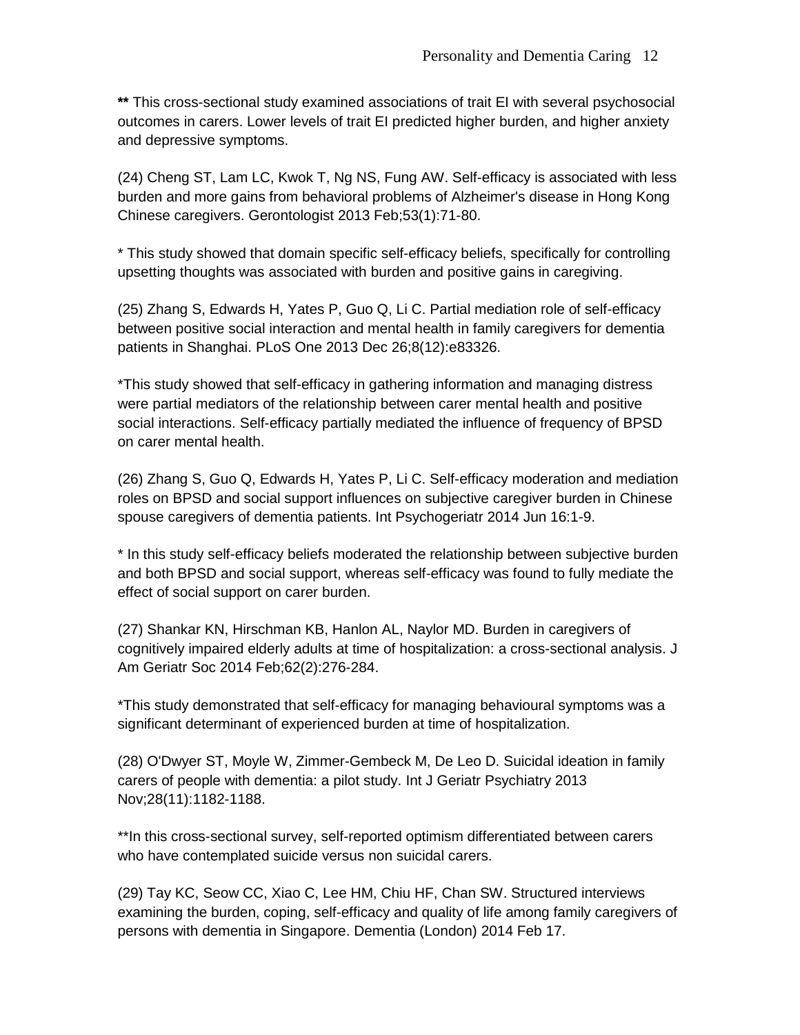**** This cross-sectional study examined associations of trait EI with several psychosocial outcomes in carers. Lower levels of trait EI predicted higher burden, and higher anxiety and depressive symptoms.

(24) Cheng ST, Lam LC, Kwok T, Ng NS, Fung AW. Self-efficacy is associated with less burden and more gains from behavioral problems of Alzheimer's disease in Hong Kong Chinese caregivers. Gerontologist 2013 Feb;53(1):71-80.

* This study showed that domain specific self-efficacy beliefs, specifically for controlling upsetting thoughts was associated with burden and positive gains in caregiving.

(25) Zhang S, Edwards H, Yates P, Guo Q, Li C. Partial mediation role of self-efficacy between positive social interaction and mental health in family caregivers for dementia patients in Shanghai. PLoS One 2013 Dec 26;8(12):e83326.

*This study showed that self-efficacy in gathering information and managing distress were partial mediators of the relationship between carer mental health and positive social interactions. Self-efficacy partially mediated the influence of frequency of BPSD on carer mental health.

(26) Zhang S, Guo Q, Edwards H, Yates P, Li C. Self-efficacy moderation and mediation roles on BPSD and social support influences on subjective caregiver burden in Chinese spouse caregivers of dementia patients. Int Psychogeriatr 2014 Jun 16:1-9.

* In this study self-efficacy beliefs moderated the relationship between subjective burden and both BPSD and social support, whereas self-efficacy was found to fully mediate the effect of social support on carer burden.

(27) Shankar KN, Hirschman KB, Hanlon AL, Naylor MD. Burden in caregivers of cognitively impaired elderly adults at time of hospitalization: a cross-sectional analysis. J Am Geriatr Soc 2014 Feb;62(2):276-284.

*This study demonstrated that self-efficacy for managing behavioural symptoms was a significant determinant of experienced burden at time of hospitalization.

(28) O'Dwyer ST, Moyle W, Zimmer-Gembeck M, De Leo D. Suicidal ideation in family carers of people with dementia: a pilot study. Int J Geriatr Psychiatry 2013 Nov;28(11):1182-1188.

**In this cross-sectional survey, self-reported optimism differentiated between carers who have contemplated suicide versus non suicidal carers.

(29) Tay KC, Seow CC, Xiao C, Lee HM, Chiu HF, Chan SW. Structured interviews examining the burden, coping, self-efficacy and quality of life among family caregivers of persons with dementia in Singapore. Dementia (London) 2014 Feb 17.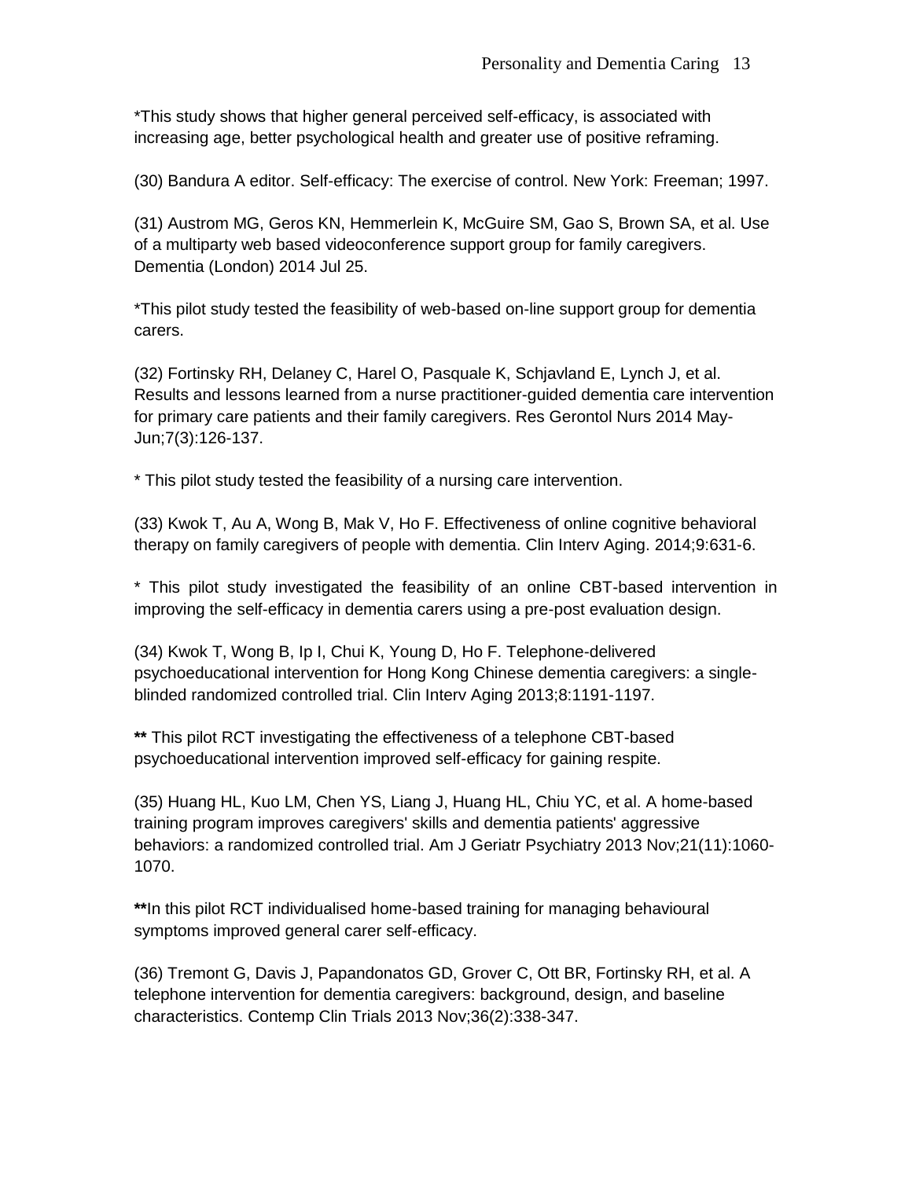*This study shows that higher general perceived self-efficacy, is associated with increasing age, better psychological health and greater use of positive reframing.

(30) Bandura A editor. Self-efficacy: The exercise of control. New York: Freeman; 1997.

(31) Austrom MG, Geros KN, Hemmerlein K, McGuire SM, Gao S, Brown SA, et al. Use of a multiparty web based videoconference support group for family caregivers. Dementia (London) 2014 Jul 25.

*This pilot study tested the feasibility of web-based on-line support group for dementia carers.

(32) Fortinsky RH, Delaney C, Harel O, Pasquale K, Schjavland E, Lynch J, et al. Results and lessons learned from a nurse practitioner-guided dementia care intervention for primary care patients and their family caregivers. Res Gerontol Nurs 2014 May-Jun;7(3):126-137.

* This pilot study tested the feasibility of a nursing care intervention.

(33) Kwok T, Au A, Wong B, Mak V, Ho F. Effectiveness of online cognitive behavioral therapy on family caregivers of people with dementia. Clin Interv Aging. 2014;9:631-6.

* This pilot study investigated the feasibility of an online CBT-based intervention in improving the self-efficacy in dementia carers using a pre-post evaluation design.

(34) Kwok T, Wong B, Ip I, Chui K, Young D, Ho F. Telephone-delivered psychoeducational intervention for Hong Kong Chinese dementia caregivers: a single-blinded randomized controlled trial. Clin Interv Aging 2013;8:1191-1197.

**\*\*** This pilot RCT investigating the effectiveness of a telephone CBT-based psychoeducational intervention improved self-efficacy for gaining respite.

(35) Huang HL, Kuo LM, Chen YS, Liang J, Huang HL, Chiu YC, et al. A home-based training program improves caregivers' skills and dementia patients' aggressive behaviors: a randomized controlled trial. Am J Geriatr Psychiatry 2013 Nov;21(11):1060-1070.

**\*\***In this pilot RCT individualised home-based training for managing behavioural symptoms improved general carer self-efficacy.

(36) Tremont G, Davis J, Papandonatos GD, Grover C, Ott BR, Fortinsky RH, et al. A telephone intervention for dementia caregivers: background, design, and baseline characteristics. Contemp Clin Trials 2013 Nov;36(2):338-347.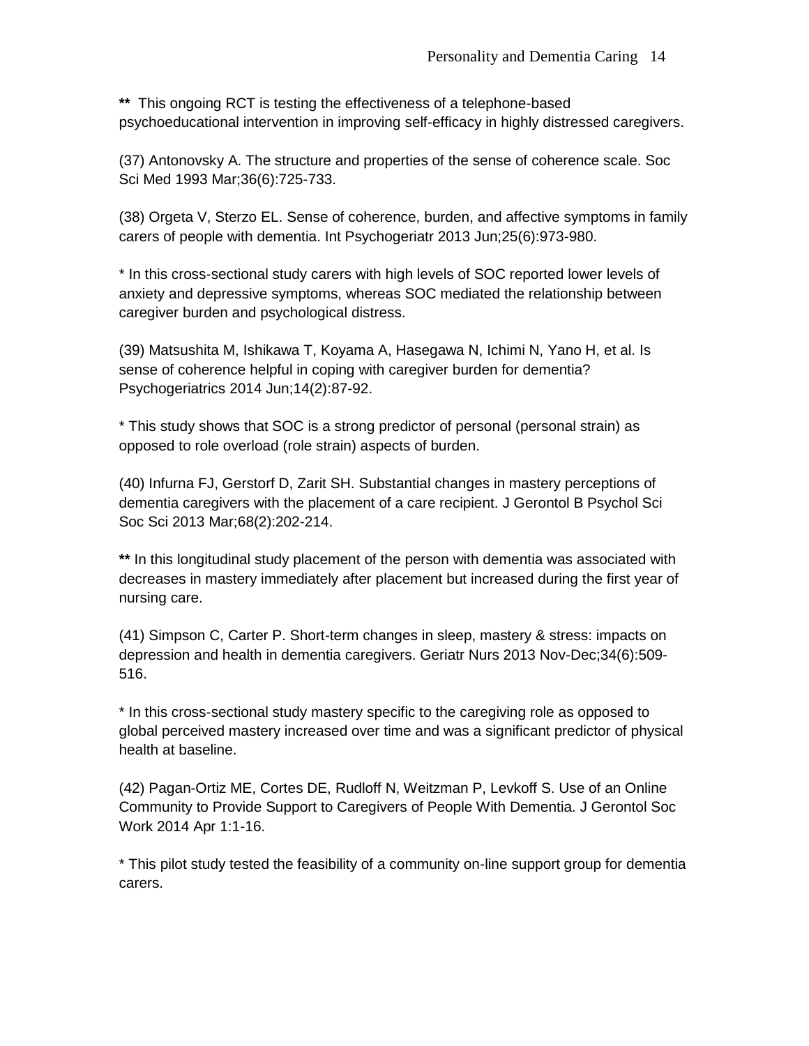**\*\*** This ongoing RCT is testing the effectiveness of a telephone-based psychoeducational intervention in improving self-efficacy in highly distressed caregivers.

(37) Antonovsky A. The structure and properties of the sense of coherence scale. Soc Sci Med 1993 Mar;36(6):725-733.

(38) Orgeta V, Sterzo EL. Sense of coherence, burden, and affective symptoms in family carers of people with dementia. Int Psychogeriatr 2013 Jun;25(6):973-980.

* In this cross-sectional study carers with high levels of SOC reported lower levels of anxiety and depressive symptoms, whereas SOC mediated the relationship between caregiver burden and psychological distress.

(39) Matsushita M, Ishikawa T, Koyama A, Hasegawa N, Ichimi N, Yano H, et al. Is sense of coherence helpful in coping with caregiver burden for dementia? Psychogeriatrics 2014 Jun;14(2):87-92.

* This study shows that SOC is a strong predictor of personal (personal strain) as opposed to role overload (role strain) aspects of burden.

(40) Infurna FJ, Gerstorf D, Zarit SH. Substantial changes in mastery perceptions of dementia caregivers with the placement of a care recipient. J Gerontol B Psychol Sci Soc Sci 2013 Mar;68(2):202-214.

**\*\*** In this longitudinal study placement of the person with dementia was associated with decreases in mastery immediately after placement but increased during the first year of nursing care.

(41) Simpson C, Carter P. Short-term changes in sleep, mastery & stress: impacts on depression and health in dementia caregivers. Geriatr Nurs 2013 Nov-Dec;34(6):509-516.

* In this cross-sectional study mastery specific to the caregiving role as opposed to global perceived mastery increased over time and was a significant predictor of physical health at baseline.

(42) Pagan-Ortiz ME, Cortes DE, Rudloff N, Weitzman P, Levkoff S. Use of an Online Community to Provide Support to Caregivers of People With Dementia. J Gerontol Soc Work 2014 Apr 1:1-16.

* This pilot study tested the feasibility of a community on-line support group for dementia carers.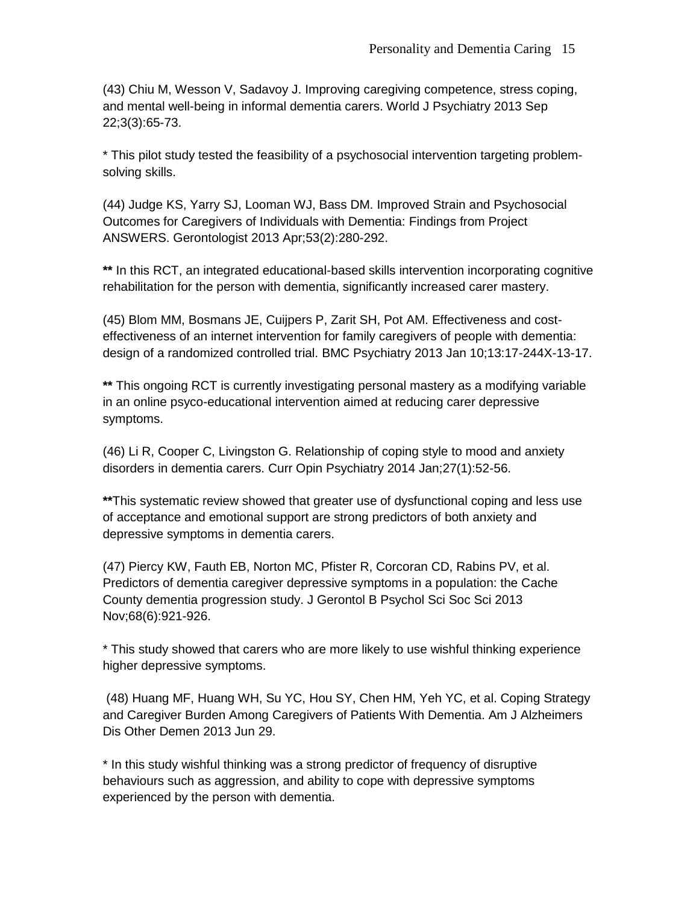(43) Chiu M, Wesson V, Sadavoy J. Improving caregiving competence, stress coping, and mental well-being in informal dementia carers. World J Psychiatry 2013 Sep 22;3(3):65-73.

* This pilot study tested the feasibility of a psychosocial intervention targeting problem-solving skills.

(44) Judge KS, Yarry SJ, Looman WJ, Bass DM. Improved Strain and Psychosocial Outcomes for Caregivers of Individuals with Dementia: Findings from Project ANSWERS. Gerontologist 2013 Apr;53(2):280-292.

**\*\*** In this RCT, an integrated educational-based skills intervention incorporating cognitive rehabilitation for the person with dementia, significantly increased carer mastery.

(45) Blom MM, Bosmans JE, Cuijpers P, Zarit SH, Pot AM. Effectiveness and cost-effectiveness of an internet intervention for family caregivers of people with dementia: design of a randomized controlled trial. BMC Psychiatry 2013 Jan 10;13:17-244X-13-17.

**\*\*** This ongoing RCT is currently investigating personal mastery as a modifying variable in an online psyco-educational intervention aimed at reducing carer depressive symptoms.

(46) Li R, Cooper C, Livingston G. Relationship of coping style to mood and anxiety disorders in dementia carers. Curr Opin Psychiatry 2014 Jan;27(1):52-56.

**\*\***This systematic review showed that greater use of dysfunctional coping and less use of acceptance and emotional support are strong predictors of both anxiety and depressive symptoms in dementia carers.

(47) Piercy KW, Fauth EB, Norton MC, Pfister R, Corcoran CD, Rabins PV, et al. Predictors of dementia caregiver depressive symptoms in a population: the Cache County dementia progression study. J Gerontol B Psychol Sci Soc Sci 2013 Nov;68(6):921-926.

* This study showed that carers who are more likely to use wishful thinking experience higher depressive symptoms.

(48) Huang MF, Huang WH, Su YC, Hou SY, Chen HM, Yeh YC, et al. Coping Strategy and Caregiver Burden Among Caregivers of Patients With Dementia. Am J Alzheimers Dis Other Demen 2013 Jun 29.

* In this study wishful thinking was a strong predictor of frequency of disruptive behaviours such as aggression, and ability to cope with depressive symptoms experienced by the person with dementia.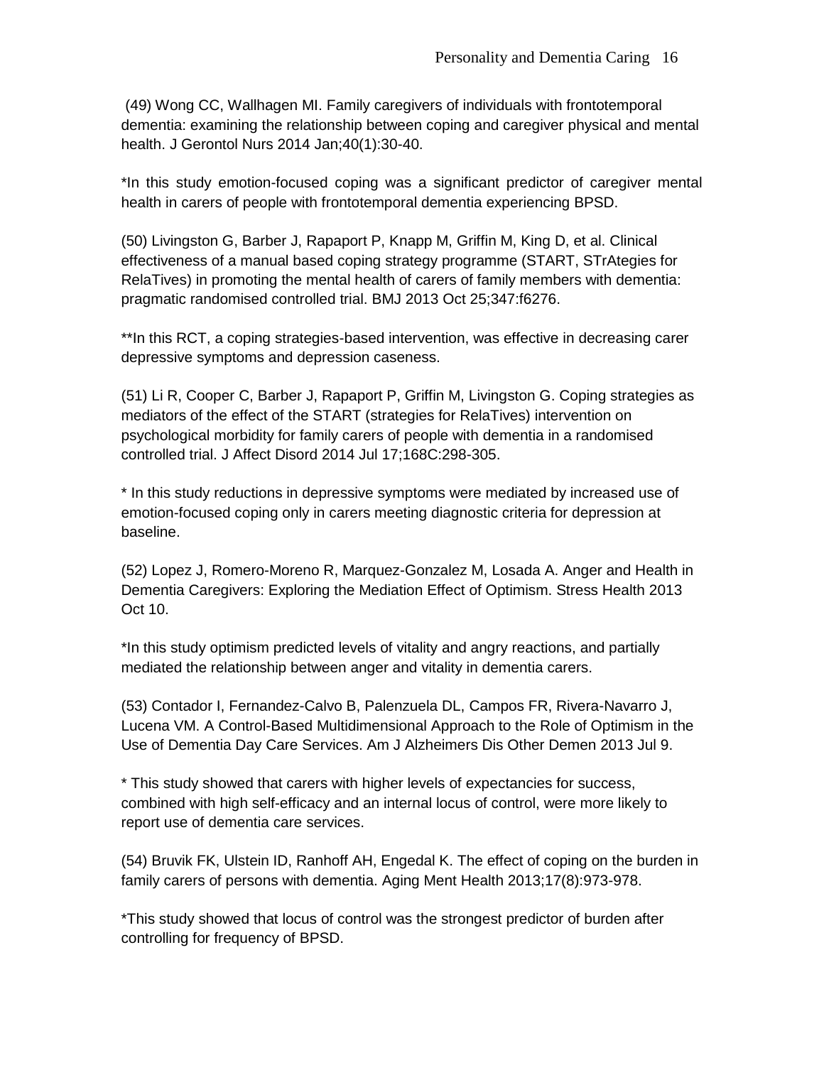(49) Wong CC, Wallhagen MI. Family caregivers of individuals with frontotemporal dementia: examining the relationship between coping and caregiver physical and mental health. J Gerontol Nurs 2014 Jan;40(1):30-40.

*In this study emotion-focused coping was a significant predictor of caregiver mental health in carers of people with frontotemporal dementia experiencing BPSD.

(50) Livingston G, Barber J, Rapaport P, Knapp M, Griffin M, King D, et al. Clinical effectiveness of a manual based coping strategy programme (START, STrAtegies for RelaTives) in promoting the mental health of carers of family members with dementia: pragmatic randomised controlled trial. BMJ 2013 Oct 25;347:f6276.

**In this RCT, a coping strategies-based intervention, was effective in decreasing carer depressive symptoms and depression caseness.

(51) Li R, Cooper C, Barber J, Rapaport P, Griffin M, Livingston G. Coping strategies as mediators of the effect of the START (strategies for RelaTives) intervention on psychological morbidity for family carers of people with dementia in a randomised controlled trial. J Affect Disord 2014 Jul 17;168C:298-305.

* In this study reductions in depressive symptoms were mediated by increased use of emotion-focused coping only in carers meeting diagnostic criteria for depression at baseline.

(52) Lopez J, Romero-Moreno R, Marquez-Gonzalez M, Losada A. Anger and Health in Dementia Caregivers: Exploring the Mediation Effect of Optimism. Stress Health 2013 Oct 10.

*In this study optimism predicted levels of vitality and angry reactions, and partially mediated the relationship between anger and vitality in dementia carers.

(53) Contador I, Fernandez-Calvo B, Palenzuela DL, Campos FR, Rivera-Navarro J, Lucena VM. A Control-Based Multidimensional Approach to the Role of Optimism in the Use of Dementia Day Care Services. Am J Alzheimers Dis Other Demen 2013 Jul 9.

* This study showed that carers with higher levels of expectancies for success, combined with high self-efficacy and an internal locus of control, were more likely to report use of dementia care services.

(54) Bruvik FK, Ulstein ID, Ranhoff AH, Engedal K. The effect of coping on the burden in family carers of persons with dementia. Aging Ment Health 2013;17(8):973-978.

*This study showed that locus of control was the strongest predictor of burden after controlling for frequency of BPSD.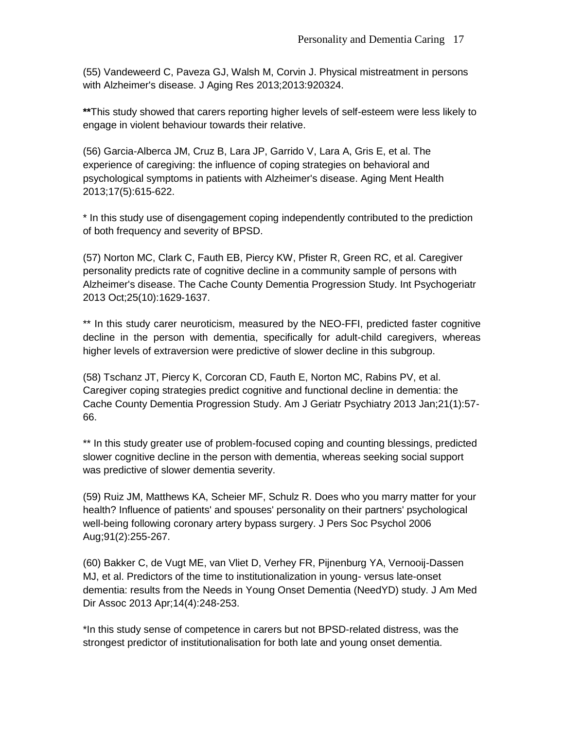(55) Vandeweerd C, Paveza GJ, Walsh M, Corvin J. Physical mistreatment in persons with Alzheimer's disease. J Aging Res 2013;2013:920324.

**This study showed that carers reporting higher levels of self-esteem were less likely to engage in violent behaviour towards their relative.

(56) Garcia-Alberca JM, Cruz B, Lara JP, Garrido V, Lara A, Gris E, et al. The experience of caregiving: the influence of coping strategies on behavioral and psychological symptoms in patients with Alzheimer's disease. Aging Ment Health 2013;17(5):615-622.

* In this study use of disengagement coping independently contributed to the prediction of both frequency and severity of BPSD.

(57) Norton MC, Clark C, Fauth EB, Piercy KW, Pfister R, Green RC, et al. Caregiver personality predicts rate of cognitive decline in a community sample of persons with Alzheimer's disease. The Cache County Dementia Progression Study. Int Psychogeriatr 2013 Oct;25(10):1629-1637.

** In this study carer neuroticism, measured by the NEO-FFI, predicted faster cognitive decline in the person with dementia, specifically for adult-child caregivers, whereas higher levels of extraversion were predictive of slower decline in this subgroup.

(58) Tschanz JT, Piercy K, Corcoran CD, Fauth E, Norton MC, Rabins PV, et al. Caregiver coping strategies predict cognitive and functional decline in dementia: the Cache County Dementia Progression Study. Am J Geriatr Psychiatry 2013 Jan;21(1):57-66.

** In this study greater use of problem-focused coping and counting blessings, predicted slower cognitive decline in the person with dementia, whereas seeking social support was predictive of slower dementia severity.

(59) Ruiz JM, Matthews KA, Scheier MF, Schulz R. Does who you marry matter for your health? Influence of patients' and spouses' personality on their partners' psychological well-being following coronary artery bypass surgery. J Pers Soc Psychol 2006 Aug;91(2):255-267.

(60) Bakker C, de Vugt ME, van Vliet D, Verhey FR, Pijnenburg YA, Vernooij-Dassen MJ, et al. Predictors of the time to institutionalization in young- versus late-onset dementia: results from the Needs in Young Onset Dementia (NeedYD) study. J Am Med Dir Assoc 2013 Apr;14(4):248-253.

*In this study sense of competence in carers but not BPSD-related distress, was the strongest predictor of institutionalisation for both late and young onset dementia.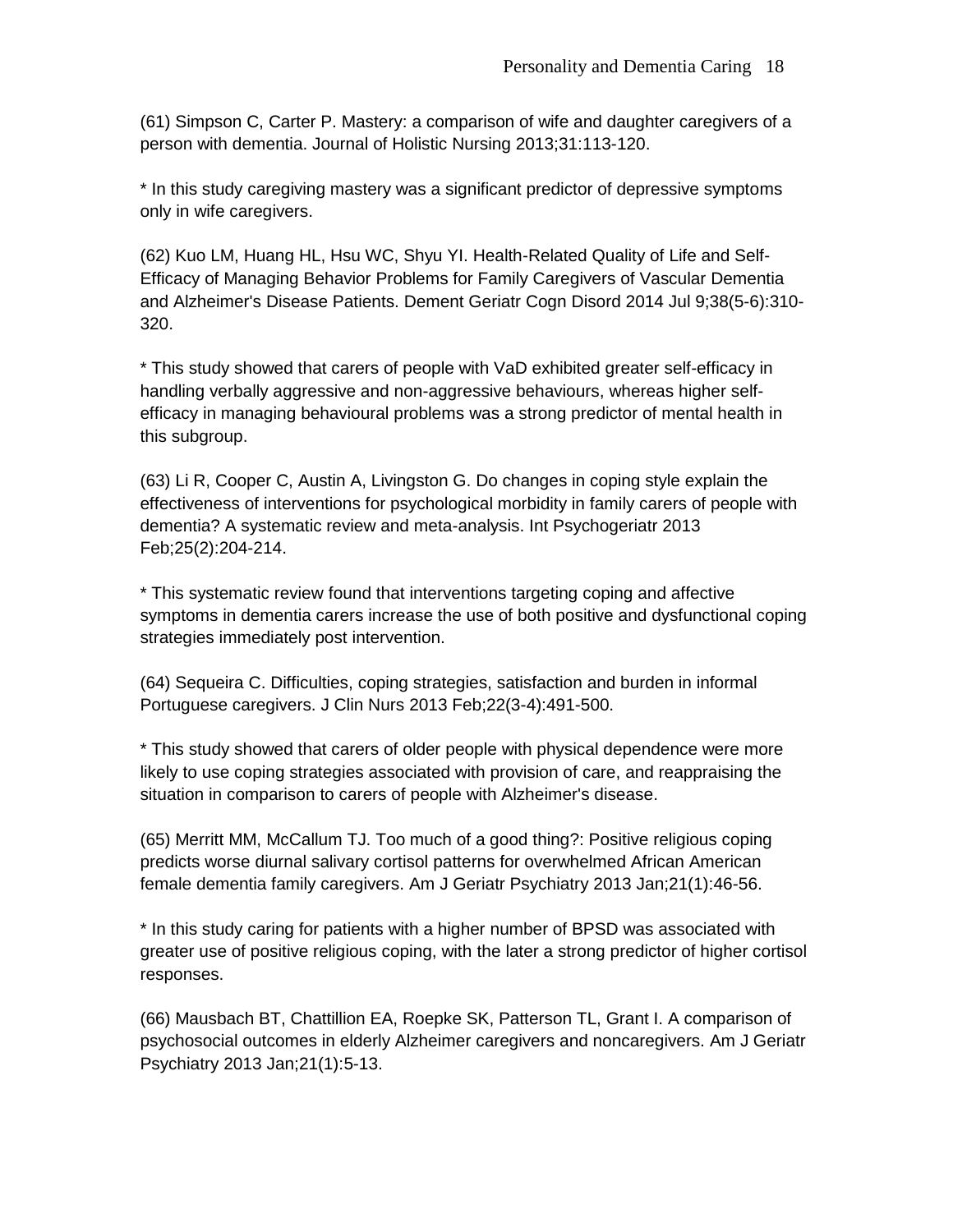(61) Simpson C, Carter P. Mastery: a comparison of wife and daughter caregivers of a person with dementia. Journal of Holistic Nursing 2013;31:113-120.

* In this study caregiving mastery was a significant predictor of depressive symptoms only in wife caregivers.

(62) Kuo LM, Huang HL, Hsu WC, Shyu YI. Health-Related Quality of Life and Self-Efficacy of Managing Behavior Problems for Family Caregivers of Vascular Dementia and Alzheimer's Disease Patients. Dement Geriatr Cogn Disord 2014 Jul 9;38(5-6):310-320.

* This study showed that carers of people with VaD exhibited greater self-efficacy in handling verbally aggressive and non-aggressive behaviours, whereas higher self-efficacy in managing behavioural problems was a strong predictor of mental health in this subgroup.

(63) Li R, Cooper C, Austin A, Livingston G. Do changes in coping style explain the effectiveness of interventions for psychological morbidity in family carers of people with dementia? A systematic review and meta-analysis. Int Psychogeriatr 2013 Feb;25(2):204-214.

* This systematic review found that interventions targeting coping and affective symptoms in dementia carers increase the use of both positive and dysfunctional coping strategies immediately post intervention.

(64) Sequeira C. Difficulties, coping strategies, satisfaction and burden in informal Portuguese caregivers. J Clin Nurs 2013 Feb;22(3-4):491-500.

* This study showed that carers of older people with physical dependence were more likely to use coping strategies associated with provision of care, and reappraising the situation in comparison to carers of people with Alzheimer's disease.

(65) Merritt MM, McCallum TJ. Too much of a good thing?: Positive religious coping predicts worse diurnal salivary cortisol patterns for overwhelmed African American female dementia family caregivers. Am J Geriatr Psychiatry 2013 Jan;21(1):46-56.

* In this study caring for patients with a higher number of BPSD was associated with greater use of positive religious coping, with the later a strong predictor of higher cortisol responses.

(66) Mausbach BT, Chattillion EA, Roepke SK, Patterson TL, Grant I. A comparison of psychosocial outcomes in elderly Alzheimer caregivers and noncaregivers. Am J Geriatr Psychiatry 2013 Jan;21(1):5-13.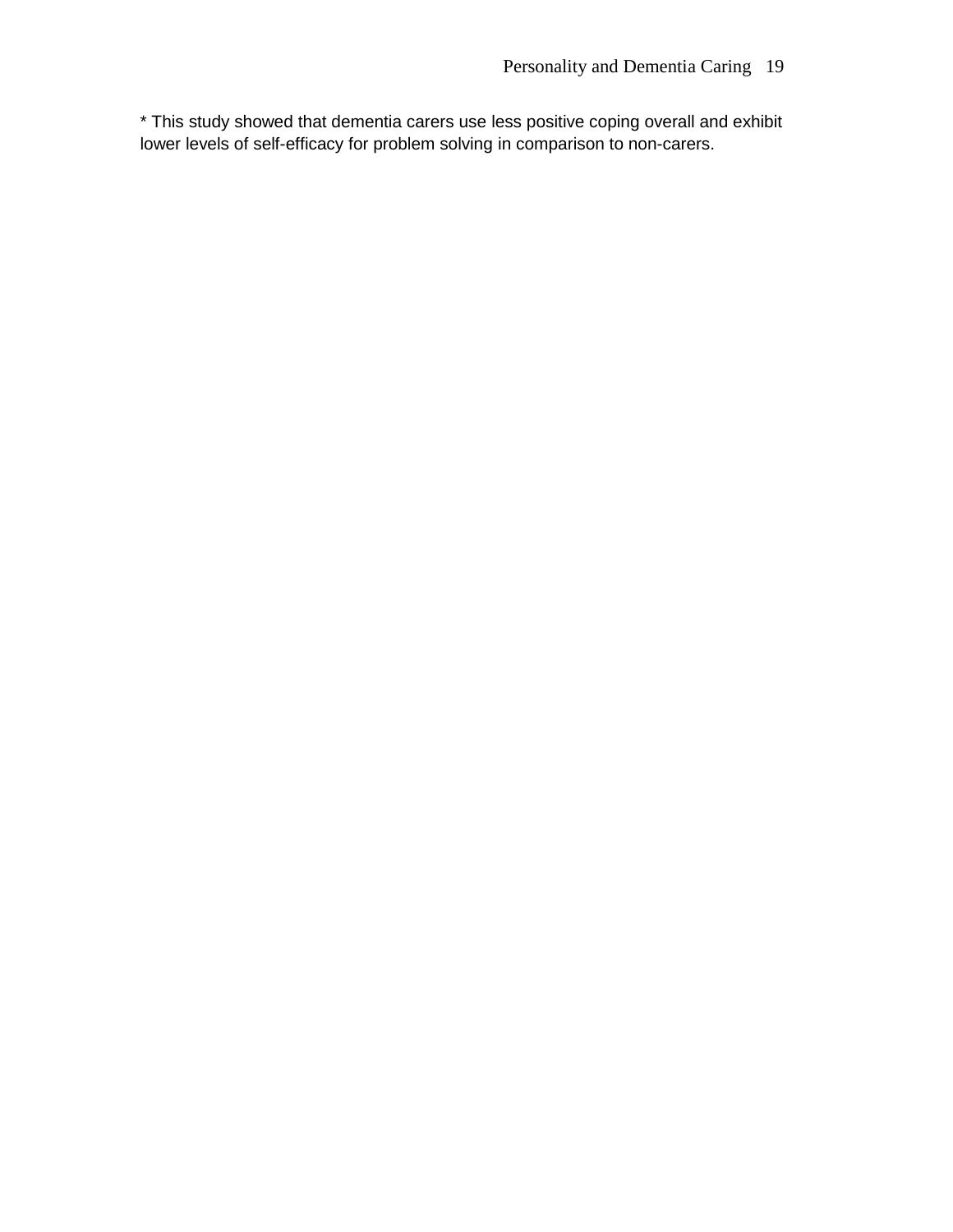* This study showed that dementia carers use less positive coping overall and exhibit lower levels of self-efficacy for problem solving in comparison to non-carers.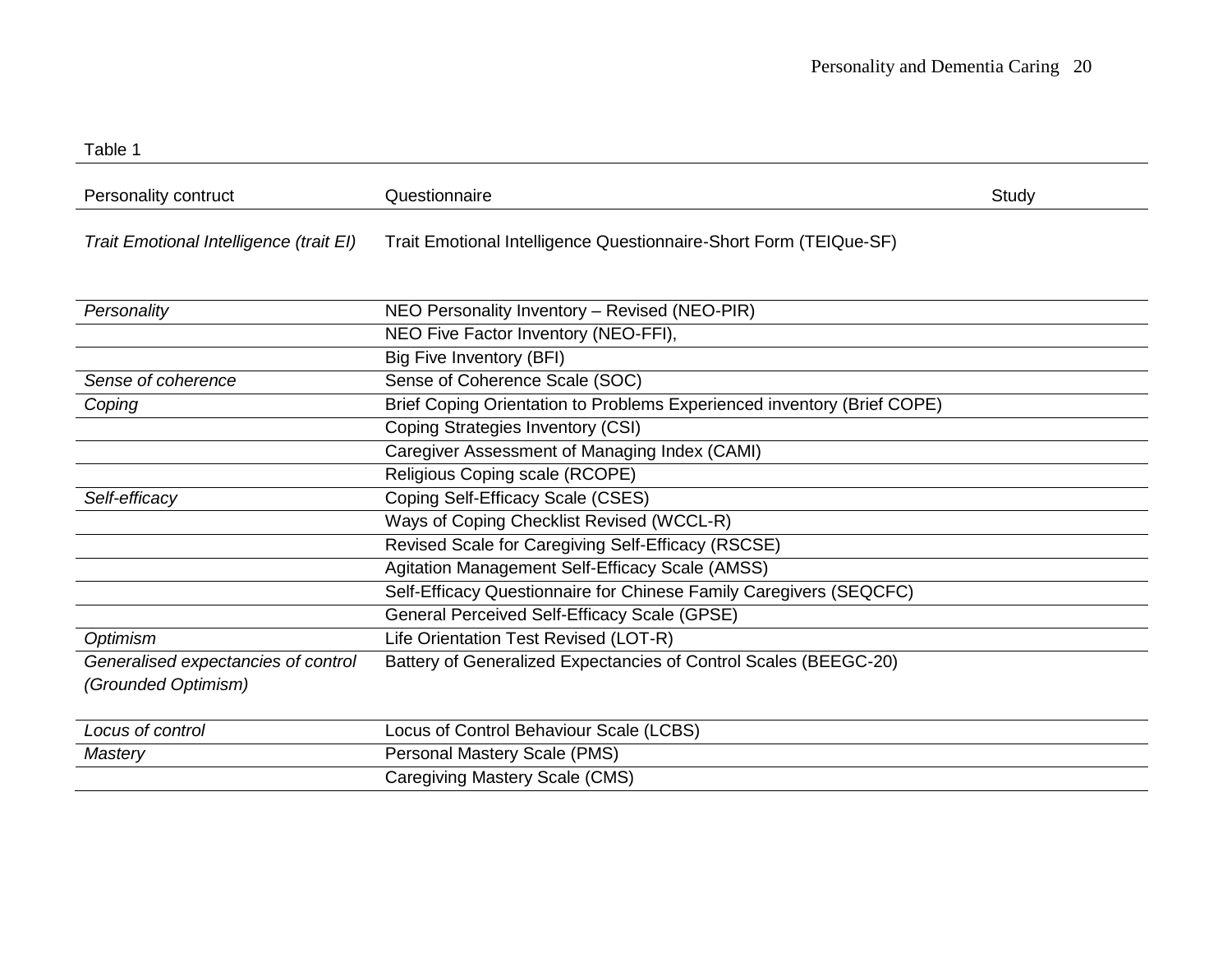Table 1

| Personality contruct | Questionnaire | Study |
|---|---|---|
| *Trait Emotional Intelligence (trait EI)* | Trait Emotional Intelligence Questionnaire-Short Form (TEIQue-SF) | |
| *Personality* | NEO Personality Inventory – Revised (NEO-PIR) | |
| | NEO Five Factor Inventory (NEO-FFI), | |
| | Big Five Inventory (BFI) | |
| *Sense of coherence* | Sense of Coherence Scale (SOC) | |
| *Coping* | Brief Coping Orientation to Problems Experienced inventory (Brief COPE) | |
| | Coping Strategies Inventory (CSI) | |
| | Caregiver Assessment of Managing Index (CAMI) | |
| | Religious Coping scale (RCOPE) | |
| *Self-efficacy* | Coping Self-Efficacy Scale (CSES) | |
| | Ways of Coping Checklist Revised (WCCL-R) | |
| | Revised Scale for Caregiving Self-Efficacy (RSCSE) | |
| | Agitation Management Self-Efficacy Scale (AMSS) | |
| | Self-Efficacy Questionnaire for Chinese Family Caregivers (SEQCFC) | |
| | General Perceived Self-Efficacy Scale (GPSE) | |
| *Optimism* | Life Orientation Test Revised (LOT-R) | |
| *Generalised expectancies of control (Grounded Optimism)* | Battery of Generalized Expectancies of Control Scales (BEEGC-20) | |
| *Locus of control* | Locus of Control Behaviour Scale (LCBS) | |
| *Mastery* | Personal Mastery Scale (PMS) | |
| | Caregiving Mastery Scale (CMS) | |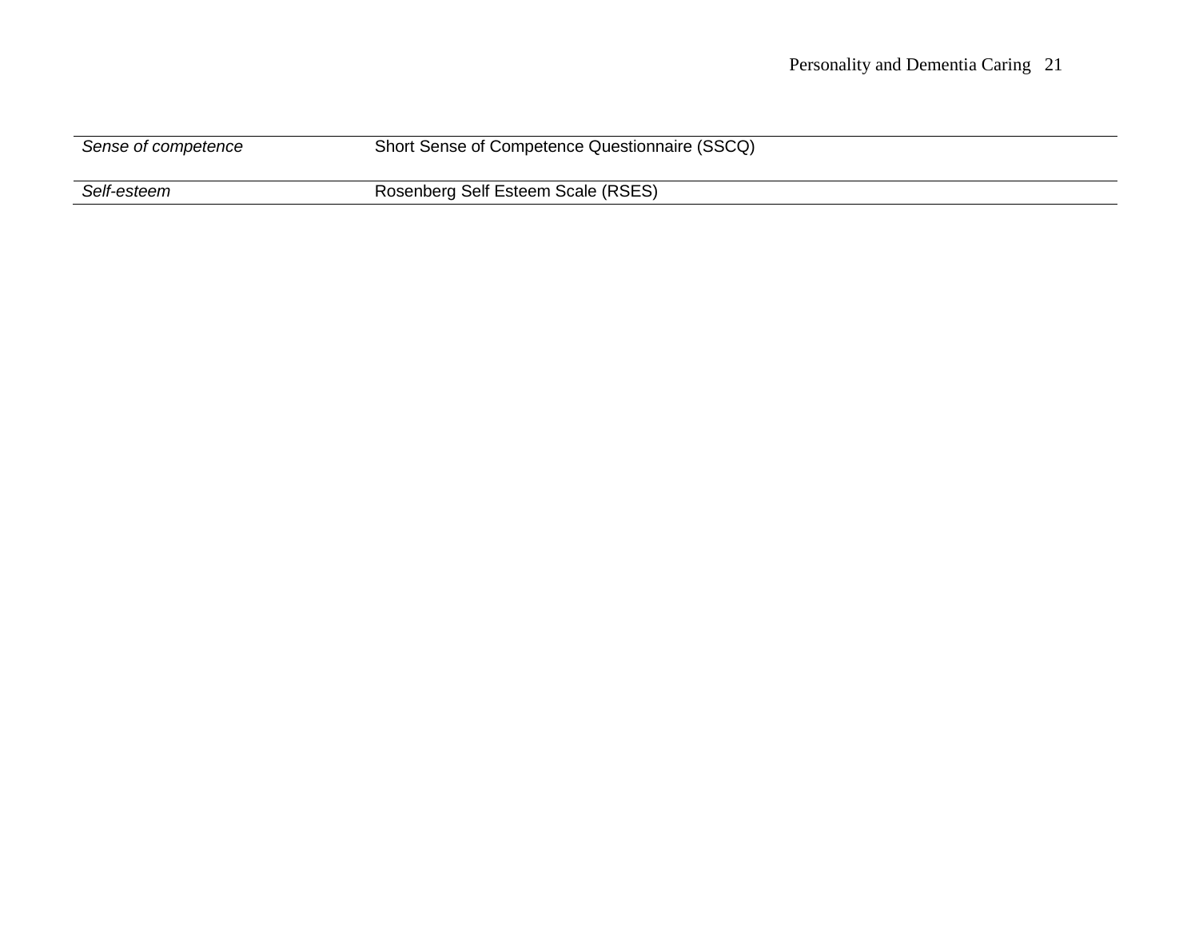| | |
|---|---|
| *Sense of competence* | Short Sense of Competence Questionnaire (SSCQ) |
| *Self-esteem* | Rosenberg Self Esteem Scale (RSES) |